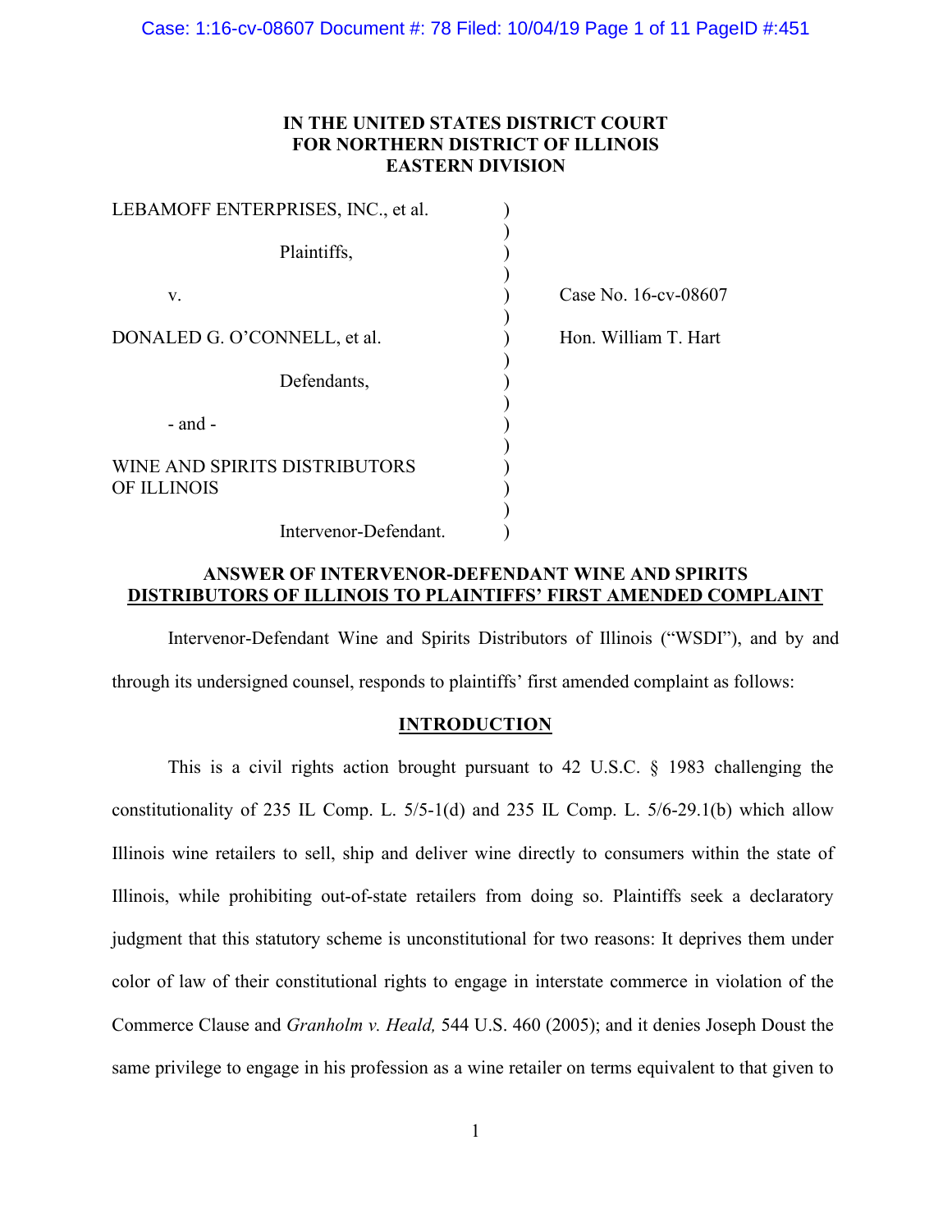**IN THE UNITED STATES DISTRICT COURT**
**FOR NORTHERN DISTRICT OF ILLINOIS**
**EASTERN DIVISION**

| | |
|---|---|
| LEBAMOFF ENTERPRISES, INC., et al.<br><br>Plaintiffs,<br><br>v.<br><br>DONALED G. O'CONNELL, et al.<br><br>Defendants,<br><br>- and -<br><br>WINE AND SPIRITS DISTRIBUTORS OF ILLINOIS<br><br>Intervenor-Defendant. | Case No. 16-cv-08607<br><br>Hon. William T. Hart |

**ANSWER OF INTERVENOR-DEFENDANT WINE AND SPIRITS DISTRIBUTORS OF ILLINOIS TO PLAINTIFFS' FIRST AMENDED COMPLAINT**

Intervenor-Defendant Wine and Spirits Distributors of Illinois ("WSDI"), and by and through its undersigned counsel, responds to plaintiffs' first amended complaint as follows:

## INTRODUCTION

This is a civil rights action brought pursuant to 42 U.S.C. § 1983 challenging the constitutionality of 235 IL Comp. L. 5/5-1(d) and 235 IL Comp. L. 5/6-29.1(b) which allow Illinois wine retailers to sell, ship and deliver wine directly to consumers within the state of Illinois, while prohibiting out-of-state retailers from doing so. Plaintiffs seek a declaratory judgment that this statutory scheme is unconstitutional for two reasons: It deprives them under color of law of their constitutional rights to engage in interstate commerce in violation of the Commerce Clause and *Granholm v. Heald,* 544 U.S. 460 (2005); and it denies Joseph Doust the same privilege to engage in his profession as a wine retailer on terms equivalent to that given to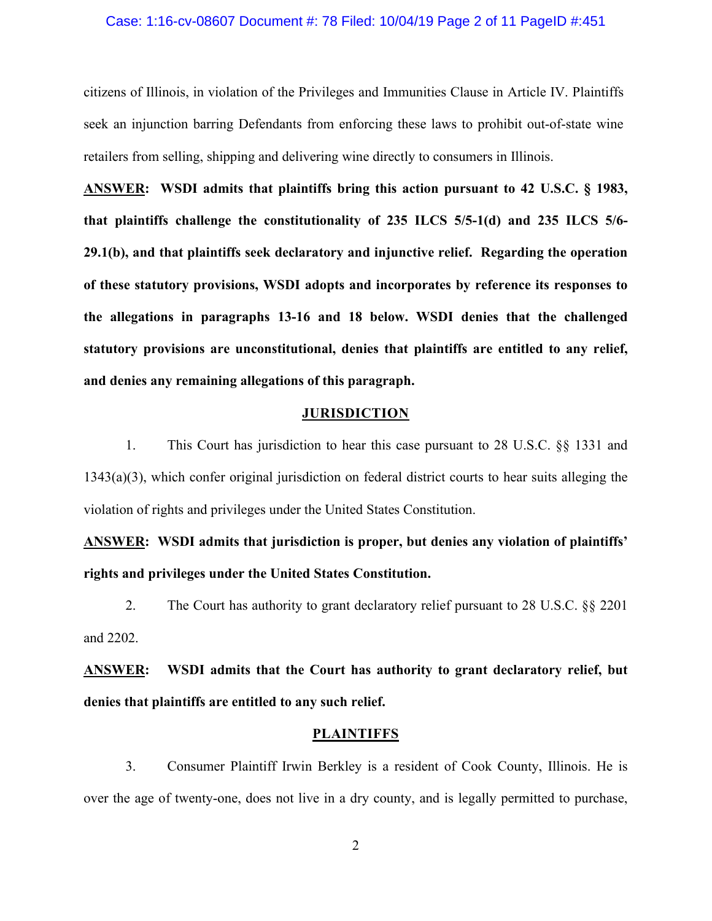citizens of Illinois, in violation of the Privileges and Immunities Clause in Article IV. Plaintiffs seek an injunction barring Defendants from enforcing these laws to prohibit out-of-state wine retailers from selling, shipping and delivering wine directly to consumers in Illinois.

**ANSWER: WSDI admits that plaintiffs bring this action pursuant to 42 U.S.C. § 1983, that plaintiffs challenge the constitutionality of 235 ILCS 5/5-1(d) and 235 ILCS 5/6-29.1(b), and that plaintiffs seek declaratory and injunctive relief. Regarding the operation of these statutory provisions, WSDI adopts and incorporates by reference its responses to the allegations in paragraphs 13-16 and 18 below. WSDI denies that the challenged statutory provisions are unconstitutional, denies that plaintiffs are entitled to any relief, and denies any remaining allegations of this paragraph.**

## JURISDICTION

1. This Court has jurisdiction to hear this case pursuant to 28 U.S.C. §§ 1331 and 1343(a)(3), which confer original jurisdiction on federal district courts to hear suits alleging the violation of rights and privileges under the United States Constitution.

**ANSWER: WSDI admits that jurisdiction is proper, but denies any violation of plaintiffs' rights and privileges under the United States Constitution.**

2. The Court has authority to grant declaratory relief pursuant to 28 U.S.C. §§ 2201 and 2202.

**ANSWER: WSDI admits that the Court has authority to grant declaratory relief, but denies that plaintiffs are entitled to any such relief.**

## PLAINTIFFS

3. Consumer Plaintiff Irwin Berkley is a resident of Cook County, Illinois. He is over the age of twenty-one, does not live in a dry county, and is legally permitted to purchase,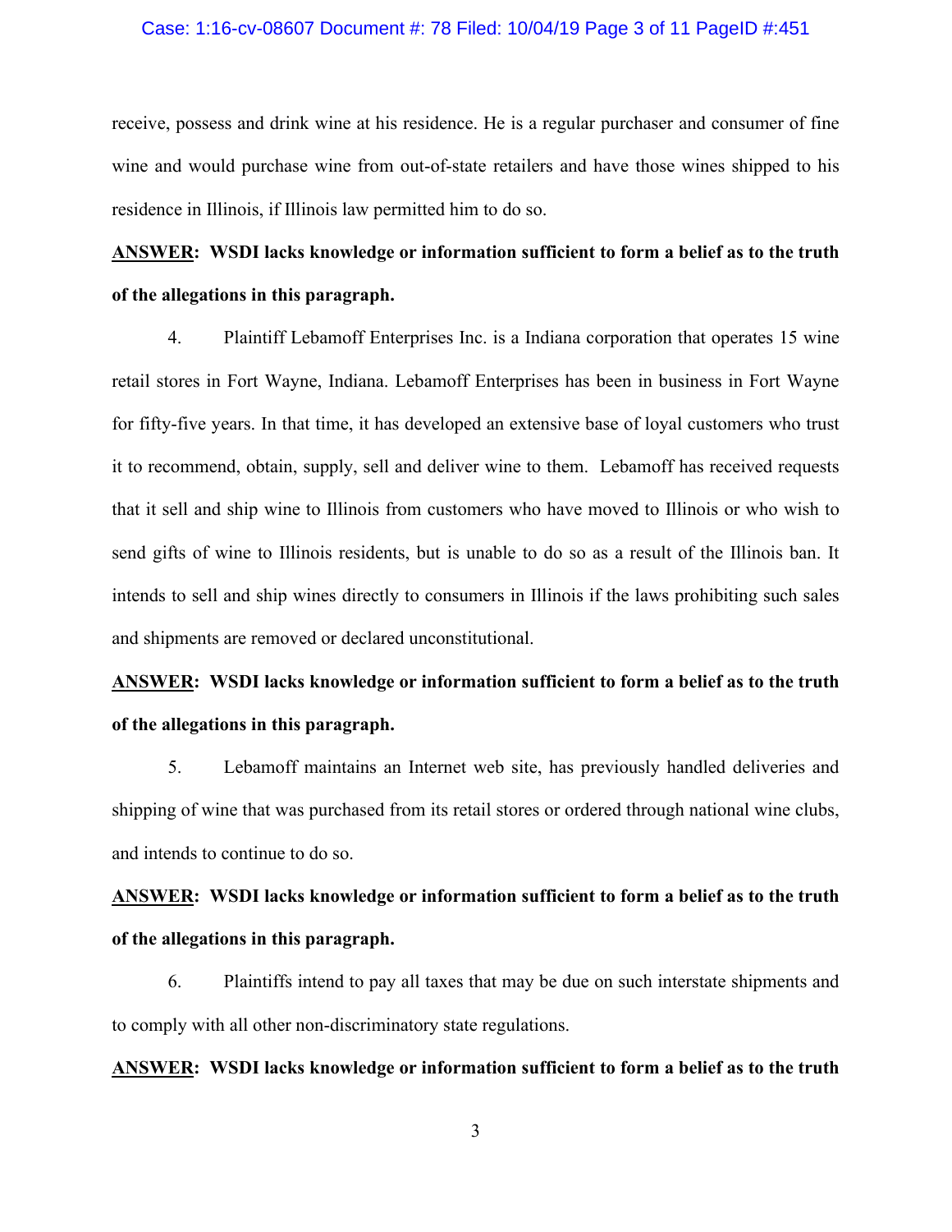receive, possess and drink wine at his residence. He is a regular purchaser and consumer of fine wine and would purchase wine from out-of-state retailers and have those wines shipped to his residence in Illinois, if Illinois law permitted him to do so.

**<u>ANSWER</u>: WSDI lacks knowledge or information sufficient to form a belief as to the truth of the allegations in this paragraph.**

4. Plaintiff Lebamoff Enterprises Inc. is a Indiana corporation that operates 15 wine retail stores in Fort Wayne, Indiana. Lebamoff Enterprises has been in business in Fort Wayne for fifty-five years. In that time, it has developed an extensive base of loyal customers who trust it to recommend, obtain, supply, sell and deliver wine to them. Lebamoff has received requests that it sell and ship wine to Illinois from customers who have moved to Illinois or who wish to send gifts of wine to Illinois residents, but is unable to do so as a result of the Illinois ban. It intends to sell and ship wines directly to consumers in Illinois if the laws prohibiting such sales and shipments are removed or declared unconstitutional.

**<u>ANSWER</u>: WSDI lacks knowledge or information sufficient to form a belief as to the truth of the allegations in this paragraph.**

5. Lebamoff maintains an Internet web site, has previously handled deliveries and shipping of wine that was purchased from its retail stores or ordered through national wine clubs, and intends to continue to do so.

**<u>ANSWER</u>: WSDI lacks knowledge or information sufficient to form a belief as to the truth of the allegations in this paragraph.**

6. Plaintiffs intend to pay all taxes that may be due on such interstate shipments and to comply with all other non-discriminatory state regulations.

**<u>ANSWER</u>: WSDI lacks knowledge or information sufficient to form a belief as to the truth**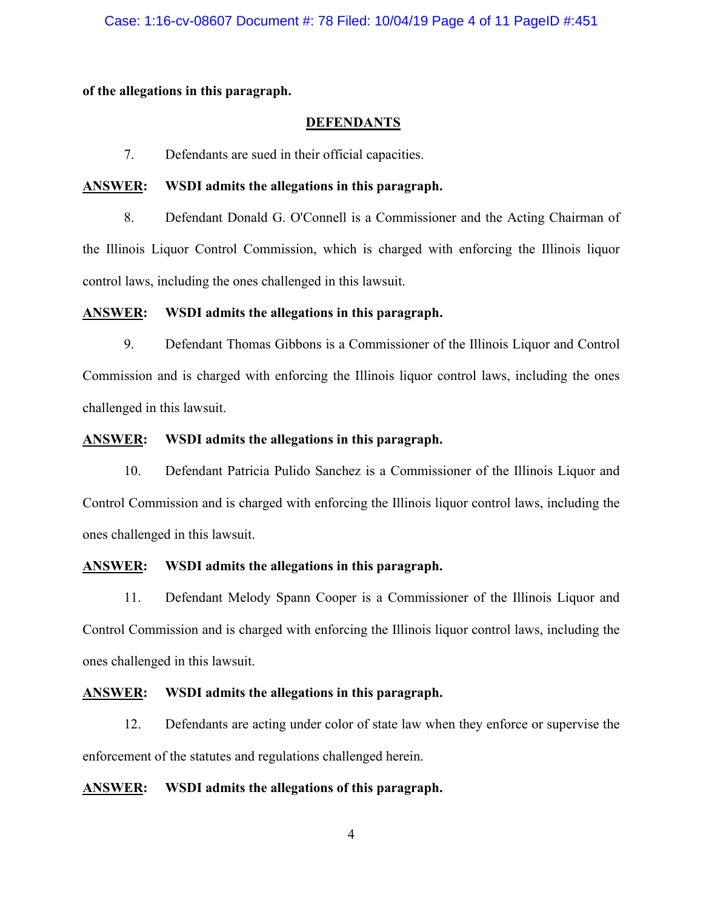**of the allegations in this paragraph.**

## DEFENDANTS

7. Defendants are sued in their official capacities.

**ANSWER: WSDI admits the allegations in this paragraph.**

8. Defendant Donald G. O'Connell is a Commissioner and the Acting Chairman of the Illinois Liquor Control Commission, which is charged with enforcing the Illinois liquor control laws, including the ones challenged in this lawsuit.

**ANSWER: WSDI admits the allegations in this paragraph.**

9. Defendant Thomas Gibbons is a Commissioner of the Illinois Liquor and Control Commission and is charged with enforcing the Illinois liquor control laws, including the ones challenged in this lawsuit.

**ANSWER: WSDI admits the allegations in this paragraph.**

10. Defendant Patricia Pulido Sanchez is a Commissioner of the Illinois Liquor and Control Commission and is charged with enforcing the Illinois liquor control laws, including the ones challenged in this lawsuit.

**ANSWER: WSDI admits the allegations in this paragraph.**

11. Defendant Melody Spann Cooper is a Commissioner of the Illinois Liquor and Control Commission and is charged with enforcing the Illinois liquor control laws, including the ones challenged in this lawsuit.

**ANSWER: WSDI admits the allegations in this paragraph.**

12. Defendants are acting under color of state law when they enforce or supervise the enforcement of the statutes and regulations challenged herein.

**ANSWER: WSDI admits the allegations of this paragraph.**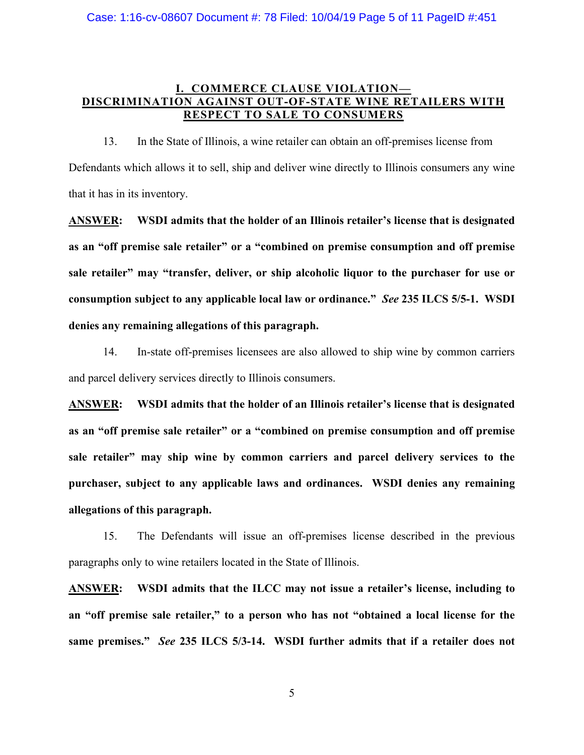## I. COMMERCE CLAUSE VIOLATION— DISCRIMINATION AGAINST OUT-OF-STATE WINE RETAILERS WITH RESPECT TO SALE TO CONSUMERS

13. In the State of Illinois, a wine retailer can obtain an off-premises license from Defendants which allows it to sell, ship and deliver wine directly to Illinois consumers any wine that it has in its inventory.

**ANSWER: WSDI admits that the holder of an Illinois retailer's license that is designated as an "off premise sale retailer" or a "combined on premise consumption and off premise sale retailer" may "transfer, deliver, or ship alcoholic liquor to the purchaser for use or consumption subject to any applicable local law or ordinance."** ***See*** **235 ILCS 5/5-1. WSDI denies any remaining allegations of this paragraph.**

14. In-state off-premises licensees are also allowed to ship wine by common carriers and parcel delivery services directly to Illinois consumers.

**ANSWER: WSDI admits that the holder of an Illinois retailer's license that is designated as an "off premise sale retailer" or a "combined on premise consumption and off premise sale retailer" may ship wine by common carriers and parcel delivery services to the purchaser, subject to any applicable laws and ordinances. WSDI denies any remaining allegations of this paragraph.**

15. The Defendants will issue an off-premises license described in the previous paragraphs only to wine retailers located in the State of Illinois.

**ANSWER: WSDI admits that the ILCC may not issue a retailer's license, including to an "off premise sale retailer," to a person who has not "obtained a local license for the same premises."** ***See*** **235 ILCS 5/3-14. WSDI further admits that if a retailer does not**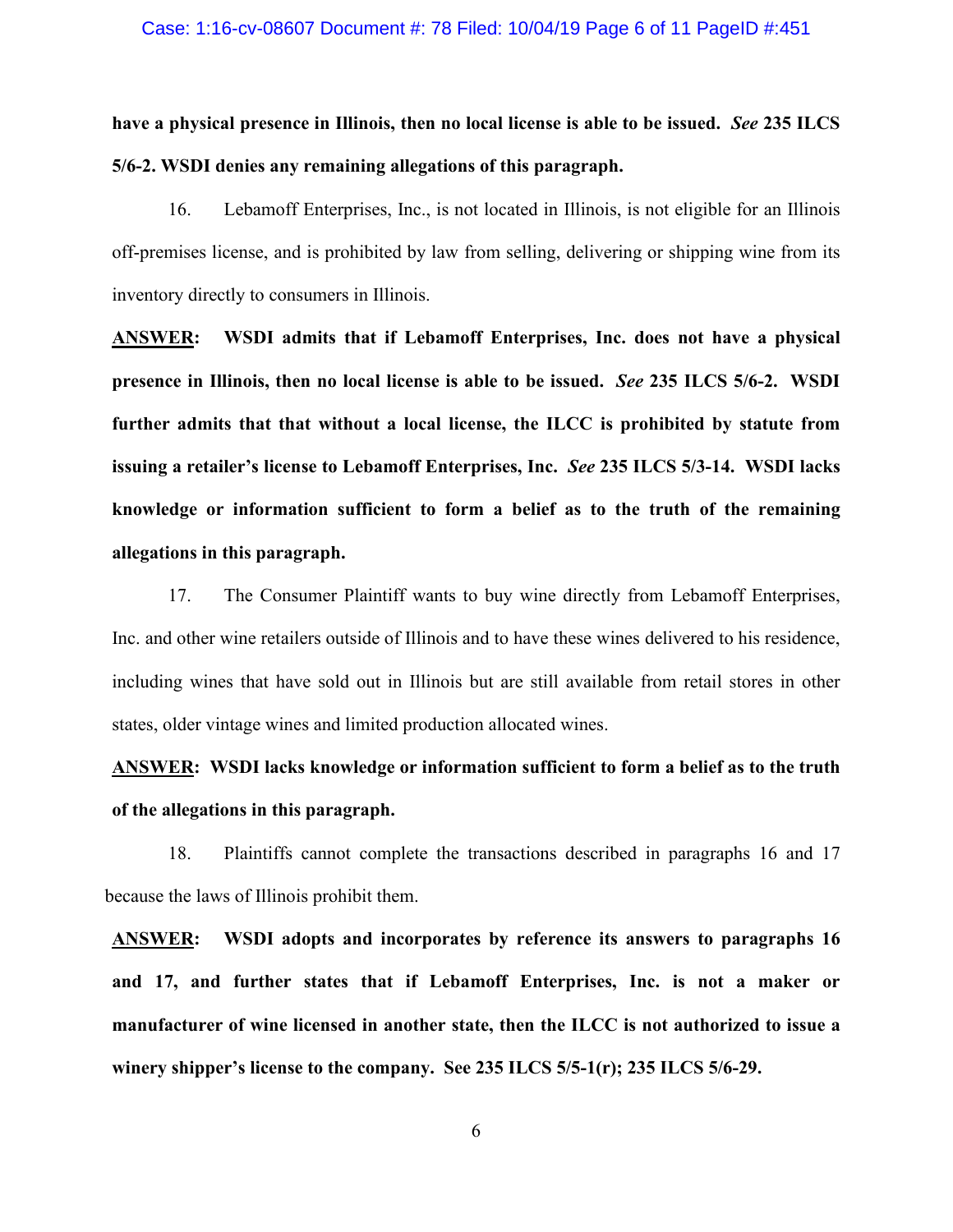**have a physical presence in Illinois, then no local license is able to be issued.** ***See*** **235 ILCS 5/6-2. WSDI denies any remaining allegations of this paragraph.**

16. Lebamoff Enterprises, Inc., is not located in Illinois, is not eligible for an Illinois off-premises license, and is prohibited by law from selling, delivering or shipping wine from its inventory directly to consumers in Illinois.

**<u>ANSWER</u>: WSDI admits that if Lebamoff Enterprises, Inc. does not have a physical presence in Illinois, then no local license is able to be issued.** ***See*** **235 ILCS 5/6-2. WSDI further admits that that without a local license, the ILCC is prohibited by statute from issuing a retailer's license to Lebamoff Enterprises, Inc.** ***See*** **235 ILCS 5/3-14. WSDI lacks knowledge or information sufficient to form a belief as to the truth of the remaining allegations in this paragraph.**

17. The Consumer Plaintiff wants to buy wine directly from Lebamoff Enterprises, Inc. and other wine retailers outside of Illinois and to have these wines delivered to his residence, including wines that have sold out in Illinois but are still available from retail stores in other states, older vintage wines and limited production allocated wines.

**<u>ANSWER</u>: WSDI lacks knowledge or information sufficient to form a belief as to the truth of the allegations in this paragraph.**

18. Plaintiffs cannot complete the transactions described in paragraphs 16 and 17 because the laws of Illinois prohibit them.

**<u>ANSWER</u>: WSDI adopts and incorporates by reference its answers to paragraphs 16 and 17, and further states that if Lebamoff Enterprises, Inc. is not a maker or manufacturer of wine licensed in another state, then the ILCC is not authorized to issue a winery shipper's license to the company. See 235 ILCS 5/5-1(r); 235 ILCS 5/6-29.**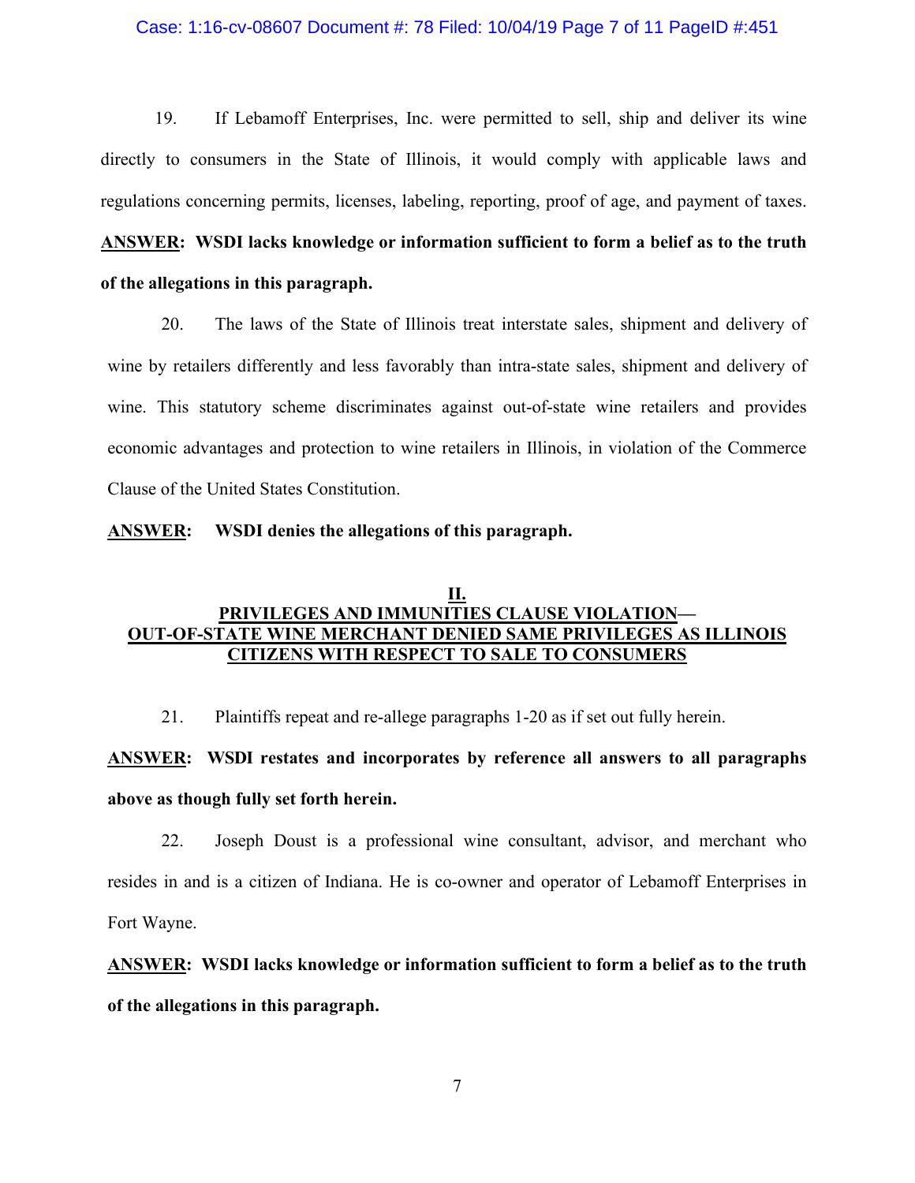19. If Lebamoff Enterprises, Inc. were permitted to sell, ship and deliver its wine directly to consumers in the State of Illinois, it would comply with applicable laws and regulations concerning permits, licenses, labeling, reporting, proof of age, and payment of taxes.

**ANSWER: WSDI lacks knowledge or information sufficient to form a belief as to the truth of the allegations in this paragraph.**

20. The laws of the State of Illinois treat interstate sales, shipment and delivery of wine by retailers differently and less favorably than intra-state sales, shipment and delivery of wine. This statutory scheme discriminates against out-of-state wine retailers and provides economic advantages and protection to wine retailers in Illinois, in violation of the Commerce Clause of the United States Constitution.

**ANSWER: WSDI denies the allegations of this paragraph.**

## II.
## PRIVILEGES AND IMMUNITIES CLAUSE VIOLATION— OUT-OF-STATE WINE MERCHANT DENIED SAME PRIVILEGES AS ILLINOIS CITIZENS WITH RESPECT TO SALE TO CONSUMERS

21. Plaintiffs repeat and re-allege paragraphs 1-20 as if set out fully herein.

**ANSWER: WSDI restates and incorporates by reference all answers to all paragraphs above as though fully set forth herein.**

22. Joseph Doust is a professional wine consultant, advisor, and merchant who resides in and is a citizen of Indiana. He is co-owner and operator of Lebamoff Enterprises in Fort Wayne.

**ANSWER: WSDI lacks knowledge or information sufficient to form a belief as to the truth of the allegations in this paragraph.**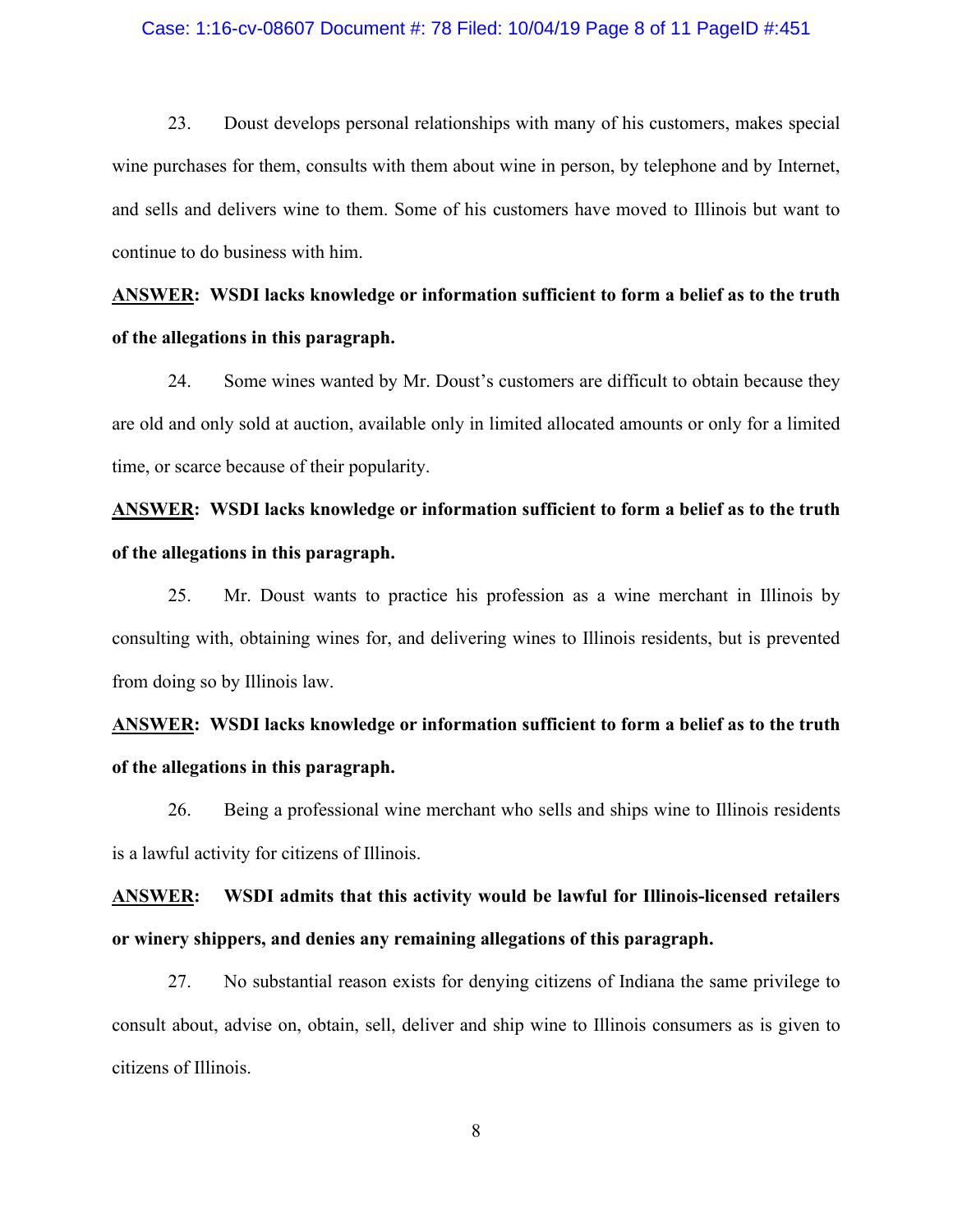23. Doust develops personal relationships with many of his customers, makes special wine purchases for them, consults with them about wine in person, by telephone and by Internet, and sells and delivers wine to them. Some of his customers have moved to Illinois but want to continue to do business with him.

**<u>ANSWER</u>: WSDI lacks knowledge or information sufficient to form a belief as to the truth of the allegations in this paragraph.**

24. Some wines wanted by Mr. Doust's customers are difficult to obtain because they are old and only sold at auction, available only in limited allocated amounts or only for a limited time, or scarce because of their popularity.

**<u>ANSWER</u>: WSDI lacks knowledge or information sufficient to form a belief as to the truth of the allegations in this paragraph.**

25. Mr. Doust wants to practice his profession as a wine merchant in Illinois by consulting with, obtaining wines for, and delivering wines to Illinois residents, but is prevented from doing so by Illinois law.

**<u>ANSWER</u>: WSDI lacks knowledge or information sufficient to form a belief as to the truth of the allegations in this paragraph.**

26. Being a professional wine merchant who sells and ships wine to Illinois residents is a lawful activity for citizens of Illinois.

**<u>ANSWER</u>: WSDI admits that this activity would be lawful for Illinois-licensed retailers or winery shippers, and denies any remaining allegations of this paragraph.**

27. No substantial reason exists for denying citizens of Indiana the same privilege to consult about, advise on, obtain, sell, deliver and ship wine to Illinois consumers as is given to citizens of Illinois.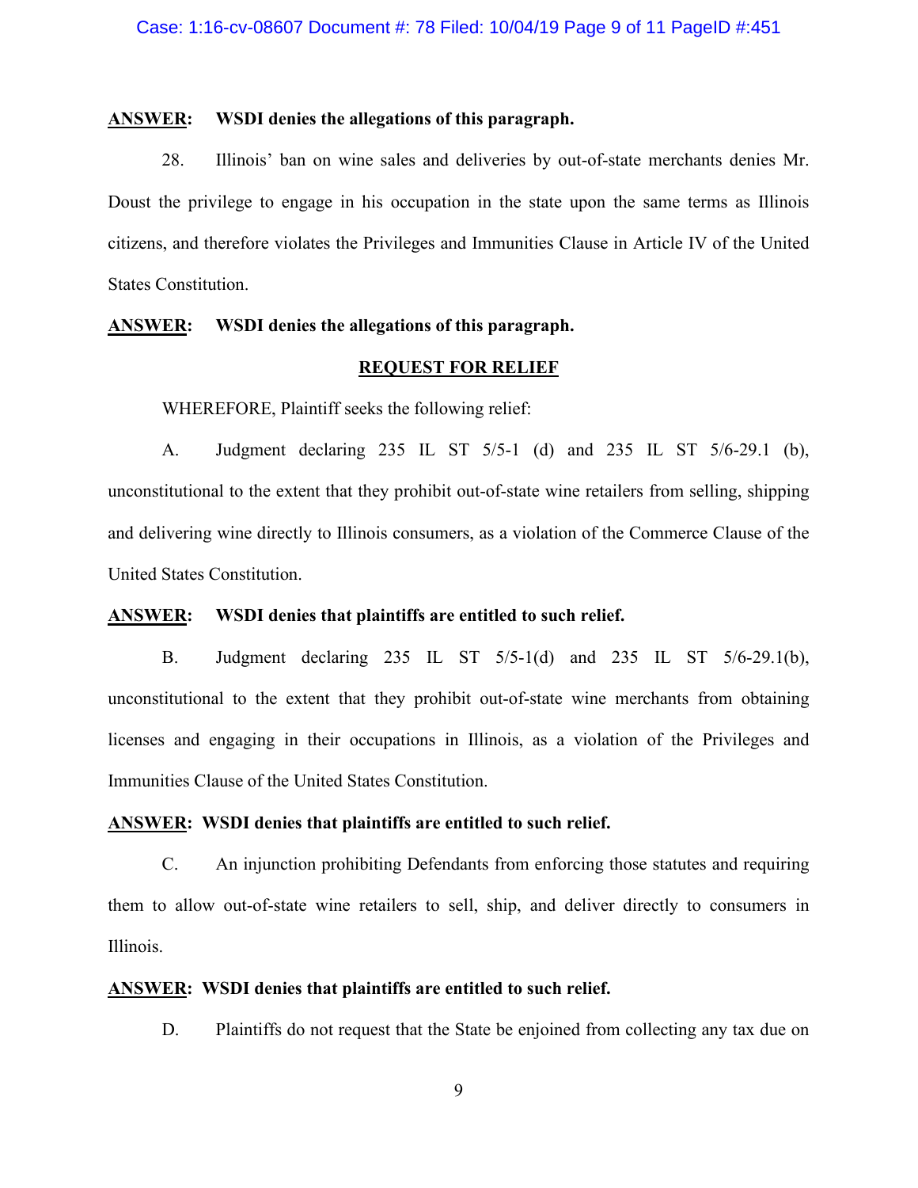**<u>ANSWER</u>: WSDI denies the allegations of this paragraph.**

28. Illinois' ban on wine sales and deliveries by out-of-state merchants denies Mr. Doust the privilege to engage in his occupation in the state upon the same terms as Illinois citizens, and therefore violates the Privileges and Immunities Clause in Article IV of the United States Constitution.

**<u>ANSWER</u>: WSDI denies the allegations of this paragraph.**

## <u>REQUEST FOR RELIEF</u>

WHEREFORE, Plaintiff seeks the following relief:

A. Judgment declaring 235 IL ST 5/5-1 (d) and 235 IL ST 5/6-29.1 (b), unconstitutional to the extent that they prohibit out-of-state wine retailers from selling, shipping and delivering wine directly to Illinois consumers, as a violation of the Commerce Clause of the United States Constitution.

**<u>ANSWER</u>: WSDI denies that plaintiffs are entitled to such relief.**

B. Judgment declaring 235 IL ST 5/5-1(d) and 235 IL ST 5/6-29.1(b), unconstitutional to the extent that they prohibit out-of-state wine merchants from obtaining licenses and engaging in their occupations in Illinois, as a violation of the Privileges and Immunities Clause of the United States Constitution.

**<u>ANSWER</u>: WSDI denies that plaintiffs are entitled to such relief.**

C. An injunction prohibiting Defendants from enforcing those statutes and requiring them to allow out-of-state wine retailers to sell, ship, and deliver directly to consumers in Illinois.

**<u>ANSWER</u>: WSDI denies that plaintiffs are entitled to such relief.**

D. Plaintiffs do not request that the State be enjoined from collecting any tax due on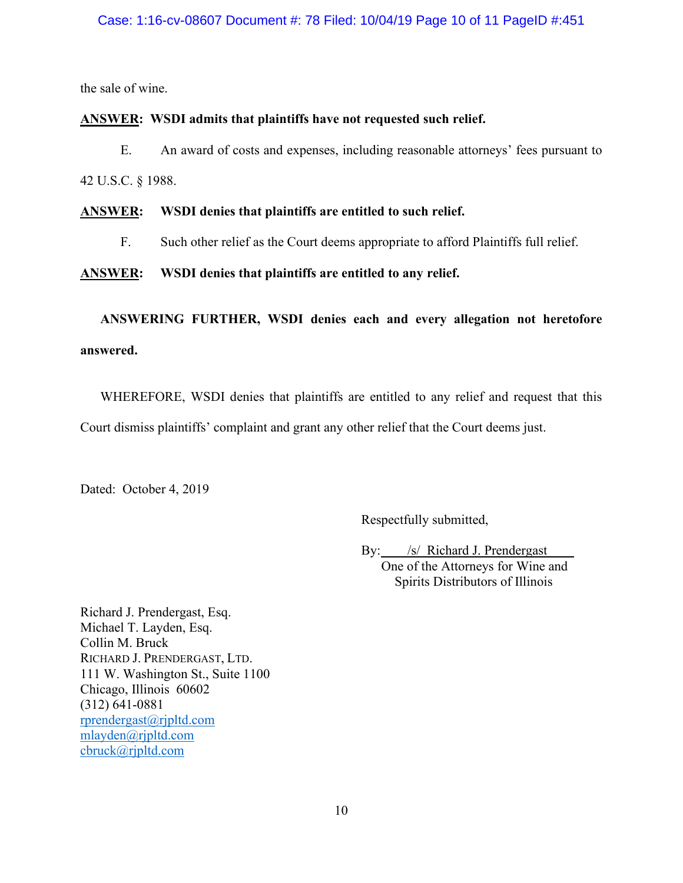the sale of wine.

**<u>ANSWER</u>: WSDI admits that plaintiffs have not requested such relief.**

E. An award of costs and expenses, including reasonable attorneys' fees pursuant to 42 U.S.C. § 1988.

**<u>ANSWER</u>: WSDI denies that plaintiffs are entitled to such relief.**

F. Such other relief as the Court deems appropriate to afford Plaintiffs full relief.

**<u>ANSWER</u>: WSDI denies that plaintiffs are entitled to any relief.**

**ANSWERING FURTHER, WSDI denies each and every allegation not heretofore answered.**

WHEREFORE, WSDI denies that plaintiffs are entitled to any relief and request that this Court dismiss plaintiffs' complaint and grant any other relief that the Court deems just.

Dated: October 4, 2019

Respectfully submitted,

By: /s/ Richard J. Prendergast
One of the Attorneys for Wine and Spirits Distributors of Illinois

Richard J. Prendergast, Esq.
Michael T. Layden, Esq.
Collin M. Bruck
RICHARD J. PRENDERGAST, LTD.
111 W. Washington St., Suite 1100
Chicago, Illinois 60602
(312) 641-0881
rprendergast@rjpltd.com
mlayden@rjpltd.com
cbruck@rjpltd.com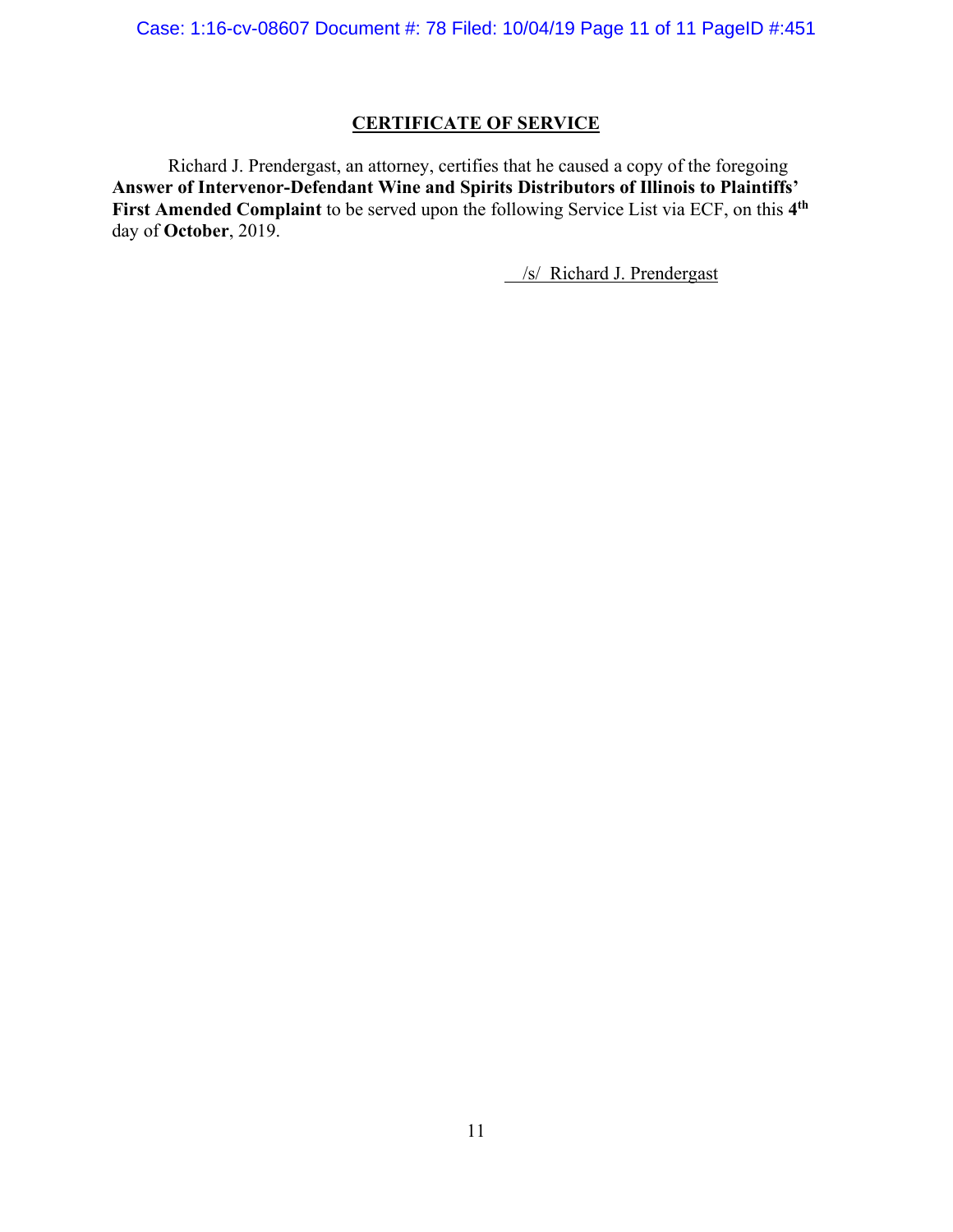## CERTIFICATE OF SERVICE

Richard J. Prendergast, an attorney, certifies that he caused a copy of the foregoing **Answer of Intervenor-Defendant Wine and Spirits Distributors of Illinois to Plaintiffs' First Amended Complaint** to be served upon the following Service List via ECF, on this **4th** day of **October**, 2019.

/s/ Richard J. Prendergast